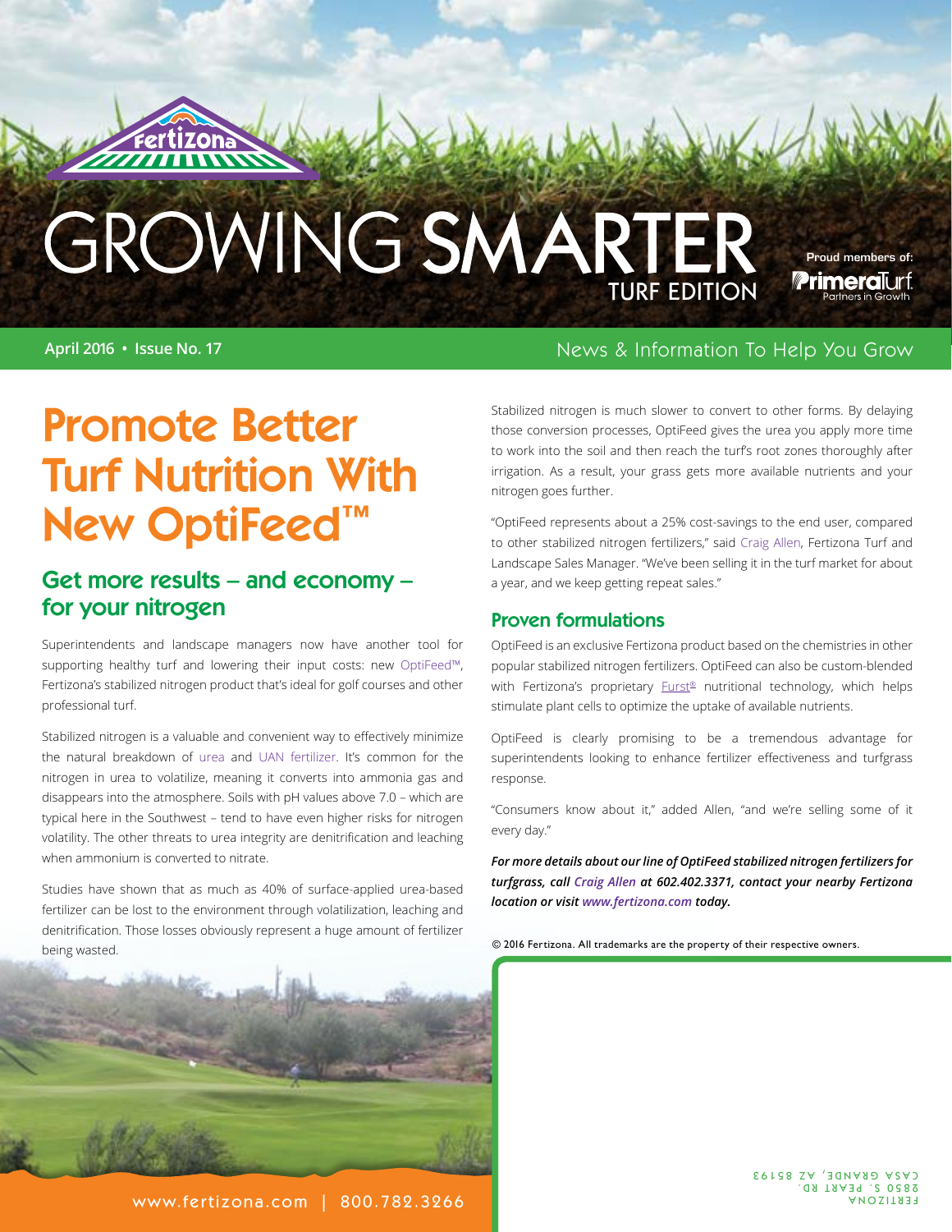# GROWING SMARTER

TURF EDITION

Proud members of: PrimeraTurf Partners in Growth

April 2016 • Issue No. 17

News & Information To Help You Grow

# Promote Better Turf Nutrition With New OptiFeed™

## Get more results – and economy – for your nitrogen

Superintendents and landscape managers now have another tool for supporting healthy turf and lowering their input costs: new OptiFeed™, Fertizona's stabilized nitrogen product that's ideal for golf courses and other professional turf.

Stabilized nitrogen is a valuable and convenient way to effectively minimize the natural breakdown of urea and UAN fertilizer. It's common for the nitrogen in urea to volatilize, meaning it converts into ammonia gas and disappears into the atmosphere. Soils with pH values above 7.0 – which are typical here in the Southwest – tend to have even higher risks for nitrogen volatility. The other threats to urea integrity are denitrification and leaching when ammonium is converted to nitrate.

Studies have shown that as much as 40% of surface-applied urea-based fertilizer can be lost to the environment through volatilization, leaching and denitrification. Those losses obviously represent a huge amount of fertilizer being wasted.

Stabilized nitrogen is much slower to convert to other forms. By delaying those conversion processes, OptiFeed gives the urea you apply more time to work into the soil and then reach the turf's root zones thoroughly after irrigation. As a result, your grass gets more available nutrients and your nitrogen goes further.

"OptiFeed represents about a 25% cost-savings to the end user, compared to other stabilized nitrogen fertilizers," said Craig Allen, Fertizona Turf and Landscape Sales Manager. "We've been selling it in the turf market for about a year, and we keep getting repeat sales."

## Proven formulations

OptiFeed is an exclusive Fertizona product based on the chemistries in other popular stabilized nitrogen fertilizers. OptiFeed can also be custom-blended with Fertizona's proprietary Furst® nutritional technology, which helps stimulate plant cells to optimize the uptake of available nutrients.

OptiFeed is clearly promising to be a tremendous advantage for superintendents looking to enhance fertilizer effectiveness and turfgrass response.

"Consumers know about it," added Allen, "and we're selling some of it every day."

***For more details about our line of OptiFeed stabilized nitrogen fertilizers for turfgrass, call Craig Allen at 602.402.3371, contact your nearby Fertizona location or visit www.fertizona.com today.***

© 2016 Fertizona. All trademarks are the property of their respective owners.

FERTIZONA
2850 S. PEART RD.
CASA GRANDE, AZ 85193

www.fertizona.com | 800.782.3266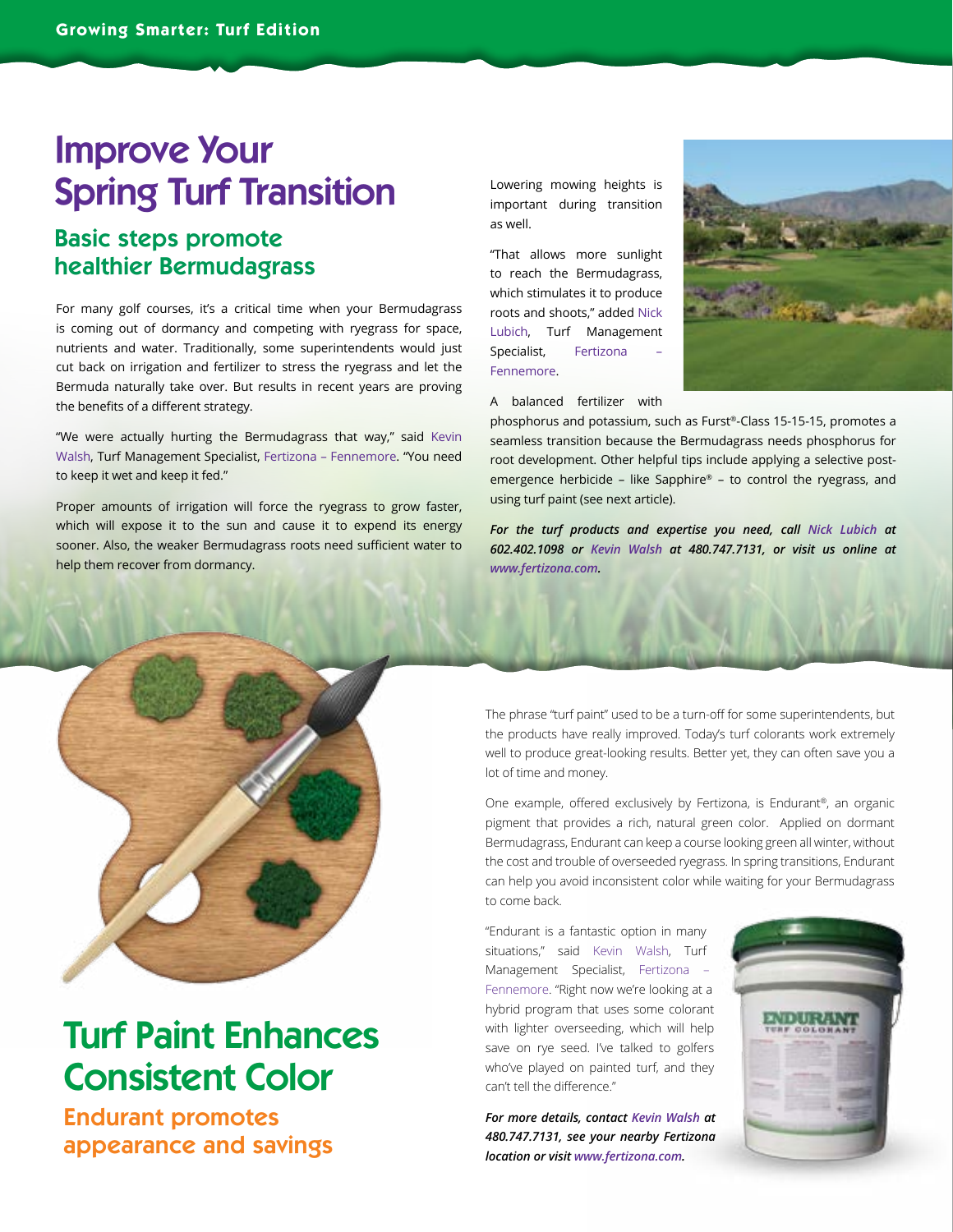# Improve Your Spring Turf Transition

## Basic steps promote healthier Bermudagrass

For many golf courses, it's a critical time when your Bermudagrass is coming out of dormancy and competing with ryegrass for space, nutrients and water. Traditionally, some superintendents would just cut back on irrigation and fertilizer to stress the ryegrass and let the Bermuda naturally take over. But results in recent years are proving the benefits of a different strategy.

"We were actually hurting the Bermudagrass that way," said Kevin Walsh, Turf Management Specialist, Fertizona – Fennemore. "You need to keep it wet and keep it fed."

Proper amounts of irrigation will force the ryegrass to grow faster, which will expose it to the sun and cause it to expend its energy sooner. Also, the weaker Bermudagrass roots need sufficient water to help them recover from dormancy.

Lowering mowing heights is important during transition as well.

"That allows more sunlight to reach the Bermudagrass, which stimulates it to produce roots and shoots," added Nick Lubich, Turf Management Specialist, Fertizona – Fennemore.

A balanced fertilizer with phosphorus and potassium, such as Furst®-Class 15-15-15, promotes a seamless transition because the Bermudagrass needs phosphorus for root development. Other helpful tips include applying a selective post-emergence herbicide – like Sapphire® – to control the ryegrass, and using turf paint (see next article).

***For the turf products and expertise you need, call Nick Lubich at 602.402.1098 or Kevin Walsh at 480.747.7131, or visit us online at www.fertizona.com.***

# Turf Paint Enhances Consistent Color

## Endurant promotes appearance and savings

The phrase "turf paint" used to be a turn-off for some superintendents, but the products have really improved. Today's turf colorants work extremely well to produce great-looking results. Better yet, they can often save you a lot of time and money.

One example, offered exclusively by Fertizona, is Endurant®, an organic pigment that provides a rich, natural green color. Applied on dormant Bermudagrass, Endurant can keep a course looking green all winter, without the cost and trouble of overseeded ryegrass. In spring transitions, Endurant can help you avoid inconsistent color while waiting for your Bermudagrass to come back.

"Endurant is a fantastic option in many situations," said Kevin Walsh, Turf Management Specialist, Fertizona – Fennemore. "Right now we're looking at a hybrid program that uses some colorant with lighter overseeding, which will help save on rye seed. I've talked to golfers who've played on painted turf, and they can't tell the difference."

***For more details, contact Kevin Walsh at 480.747.7131, see your nearby Fertizona location or visit www.fertizona.com.***